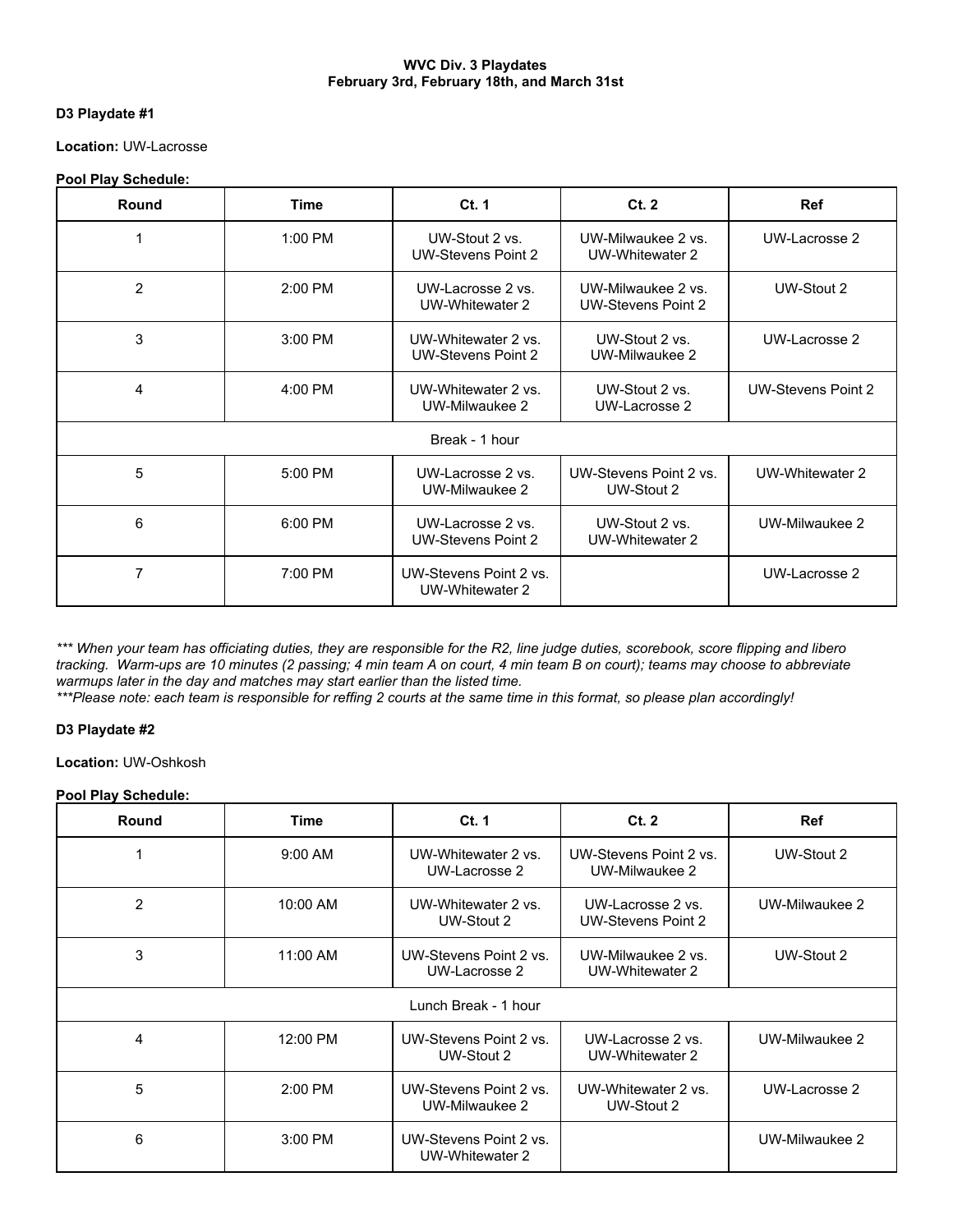**WVC Div. 3 Playdates**
**February 3rd, February 18th, and March 31st**

**D3 Playdate #1**

**Location:** UW-Lacrosse

**Pool Play Schedule:**

| Round | Time | Ct. 1 | Ct. 2 | Ref |
|---|---|---|---|---|
| 1 | 1:00 PM | UW-Stout 2 vs. UW-Stevens Point 2 | UW-Milwaukee 2 vs. UW-Whitewater 2 | UW-Lacrosse 2 |
| 2 | 2:00 PM | UW-Lacrosse 2 vs. UW-Whitewater 2 | UW-Milwaukee 2 vs. UW-Stevens Point 2 | UW-Stout 2 |
| 3 | 3:00 PM | UW-Whitewater 2 vs. UW-Stevens Point 2 | UW-Stout 2 vs. UW-Milwaukee 2 | UW-Lacrosse 2 |
| 4 | 4:00 PM | UW-Whitewater 2 vs. UW-Milwaukee 2 | UW-Stout 2 vs. UW-Lacrosse 2 | UW-Stevens Point 2 |
| Break - 1 hour | | | | |
| 5 | 5:00 PM | UW-Lacrosse 2 vs. UW-Milwaukee 2 | UW-Stevens Point 2 vs. UW-Stout 2 | UW-Whitewater 2 |
| 6 | 6:00 PM | UW-Lacrosse 2 vs. UW-Stevens Point 2 | UW-Stout 2 vs. UW-Whitewater 2 | UW-Milwaukee 2 |
| 7 | 7:00 PM | UW-Stevens Point 2 vs. UW-Whitewater 2 | | UW-Lacrosse 2 |

*\*\*\* When your team has officiating duties, they are responsible for the R2, line judge duties, scorebook, score flipping and libero tracking. Warm-ups are 10 minutes (2 passing; 4 min team A on court, 4 min team B on court); teams may choose to abbreviate warmups later in the day and matches may start earlier than the listed time.*
*\*\*\*Please note: each team is responsible for reffing 2 courts at the same time in this format, so please plan accordingly!*

**D3 Playdate #2**

**Location:** UW-Oshkosh

**Pool Play Schedule:**

| Round | Time | Ct. 1 | Ct. 2 | Ref |
|---|---|---|---|---|
| 1 | 9:00 AM | UW-Whitewater 2 vs. UW-Lacrosse 2 | UW-Stevens Point 2 vs. UW-Milwaukee 2 | UW-Stout 2 |
| 2 | 10:00 AM | UW-Whitewater 2 vs. UW-Stout 2 | UW-Lacrosse 2 vs. UW-Stevens Point 2 | UW-Milwaukee 2 |
| 3 | 11:00 AM | UW-Stevens Point 2 vs. UW-Lacrosse 2 | UW-Milwaukee 2 vs. UW-Whitewater 2 | UW-Stout 2 |
| Lunch Break - 1 hour | | | | |
| 4 | 12:00 PM | UW-Stevens Point 2 vs. UW-Stout 2 | UW-Lacrosse 2 vs. UW-Whitewater 2 | UW-Milwaukee 2 |
| 5 | 2:00 PM | UW-Stevens Point 2 vs. UW-Milwaukee 2 | UW-Whitewater 2 vs. UW-Stout 2 | UW-Lacrosse 2 |
| 6 | 3:00 PM | UW-Stevens Point 2 vs. UW-Whitewater 2 | | UW-Milwaukee 2 |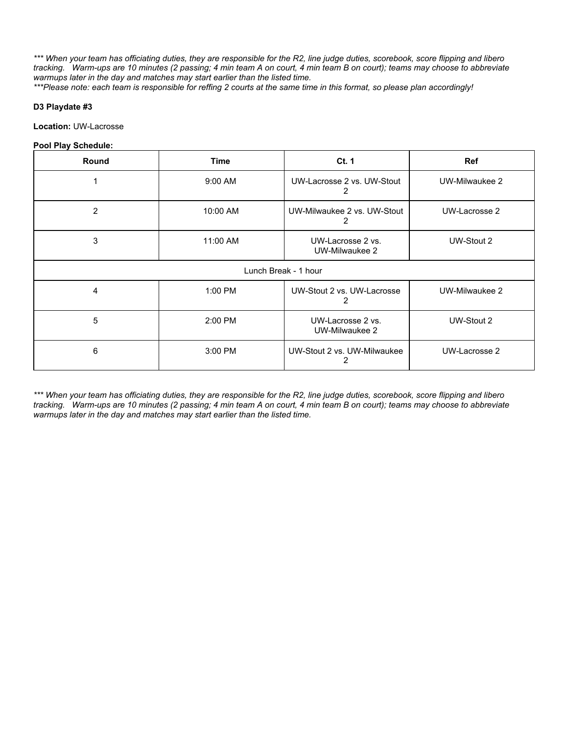*\*\*\* When your team has officiating duties, they are responsible for the R2, line judge duties, scorebook, score flipping and libero tracking. Warm-ups are 10 minutes (2 passing; 4 min team A on court, 4 min team B on court); teams may choose to abbreviate warmups later in the day and matches may start earlier than the listed time.*
*\*\*\*Please note: each team is responsible for reffing 2 courts at the same time in this format, so please plan accordingly!*

**D3 Playdate #3**

**Location:** UW-Lacrosse

**Pool Play Schedule:**

| Round | Time | Ct. 1 | Ref |
|---|---|---|---|
| 1 | 9:00 AM | UW-Lacrosse 2 vs. UW-Stout 2 | UW-Milwaukee 2 |
| 2 | 10:00 AM | UW-Milwaukee 2 vs. UW-Stout 2 | UW-Lacrosse 2 |
| 3 | 11:00 AM | UW-Lacrosse 2 vs. UW-Milwaukee 2 | UW-Stout 2 |
| Lunch Break - 1 hour | | | |
| 4 | 1:00 PM | UW-Stout 2 vs. UW-Lacrosse 2 | UW-Milwaukee 2 |
| 5 | 2:00 PM | UW-Lacrosse 2 vs. UW-Milwaukee 2 | UW-Stout 2 |
| 6 | 3:00 PM | UW-Stout 2 vs. UW-Milwaukee 2 | UW-Lacrosse 2 |

*\*\*\* When your team has officiating duties, they are responsible for the R2, line judge duties, scorebook, score flipping and libero tracking. Warm-ups are 10 minutes (2 passing; 4 min team A on court, 4 min team B on court); teams may choose to abbreviate warmups later in the day and matches may start earlier than the listed time.*